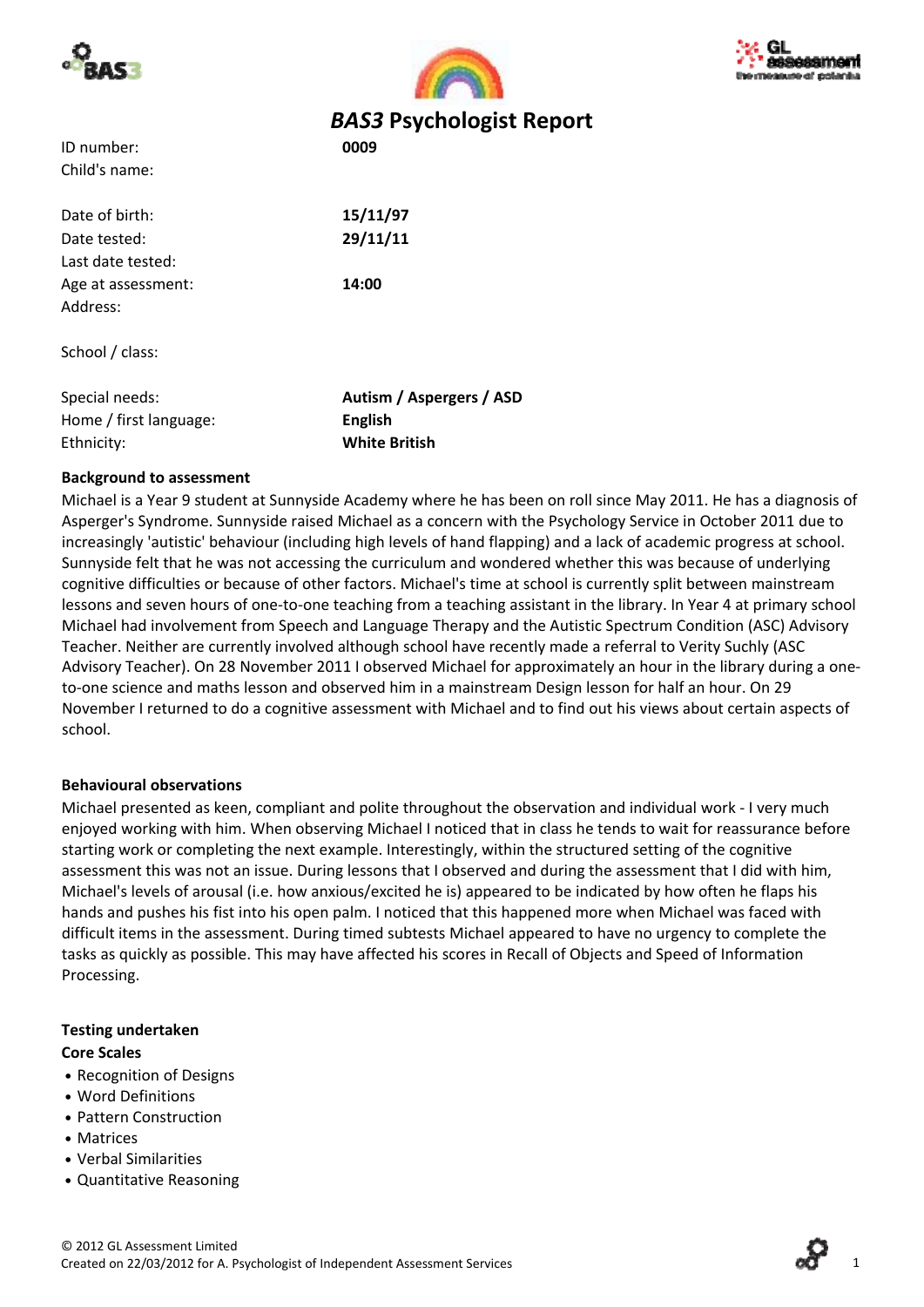# *BAS3* Psychologist Report

| | |
|---|---|
| ID number: | **0009** |
| Child's name: | |
| Date of birth: | **15/11/97** |
| Date tested: | **29/11/11** |
| Last date tested: | |
| Age at assessment: | **14:00** |
| Address: | |
| School / class: | |
| Special needs: | **Autism / Aspergers / ASD** |
| Home / first language: | **English** |
| Ethnicity: | **White British** |

**Background to assessment**

Michael is a Year 9 student at Sunnyside Academy where he has been on roll since May 2011. He has a diagnosis of Asperger's Syndrome. Sunnyside raised Michael as a concern with the Psychology Service in October 2011 due to increasingly 'autistic' behaviour (including high levels of hand flapping) and a lack of academic progress at school. Sunnyside felt that he was not accessing the curriculum and wondered whether this was because of underlying cognitive difficulties or because of other factors. Michael's time at school is currently split between mainstream lessons and seven hours of one-to-one teaching from a teaching assistant in the library. In Year 4 at primary school Michael had involvement from Speech and Language Therapy and the Autistic Spectrum Condition (ASC) Advisory Teacher. Neither are currently involved although school have recently made a referral to Verity Suchly (ASC Advisory Teacher). On 28 November 2011 I observed Michael for approximately an hour in the library during a one-to-one science and maths lesson and observed him in a mainstream Design lesson for half an hour. On 29 November I returned to do a cognitive assessment with Michael and to find out his views about certain aspects of school.

**Behavioural observations**

Michael presented as keen, compliant and polite throughout the observation and individual work - I very much enjoyed working with him. When observing Michael I noticed that in class he tends to wait for reassurance before starting work or completing the next example. Interestingly, within the structured setting of the cognitive assessment this was not an issue. During lessons that I observed and during the assessment that I did with him, Michael's levels of arousal (i.e. how anxious/excited he is) appeared to be indicated by how often he flaps his hands and pushes his fist into his open palm. I noticed that this happened more when Michael was faced with difficult items in the assessment. During timed subtests Michael appeared to have no urgency to complete the tasks as quickly as possible. This may have affected his scores in Recall of Objects and Speed of Information Processing.

**Testing undertaken**

**Core Scales**

- Recognition of Designs
- Word Definitions
- Pattern Construction
- Matrices
- Verbal Similarities
- Quantitative Reasoning

© 2012 GL Assessment Limited
Created on 22/03/2012 for A. Psychologist of Independent Assessment Services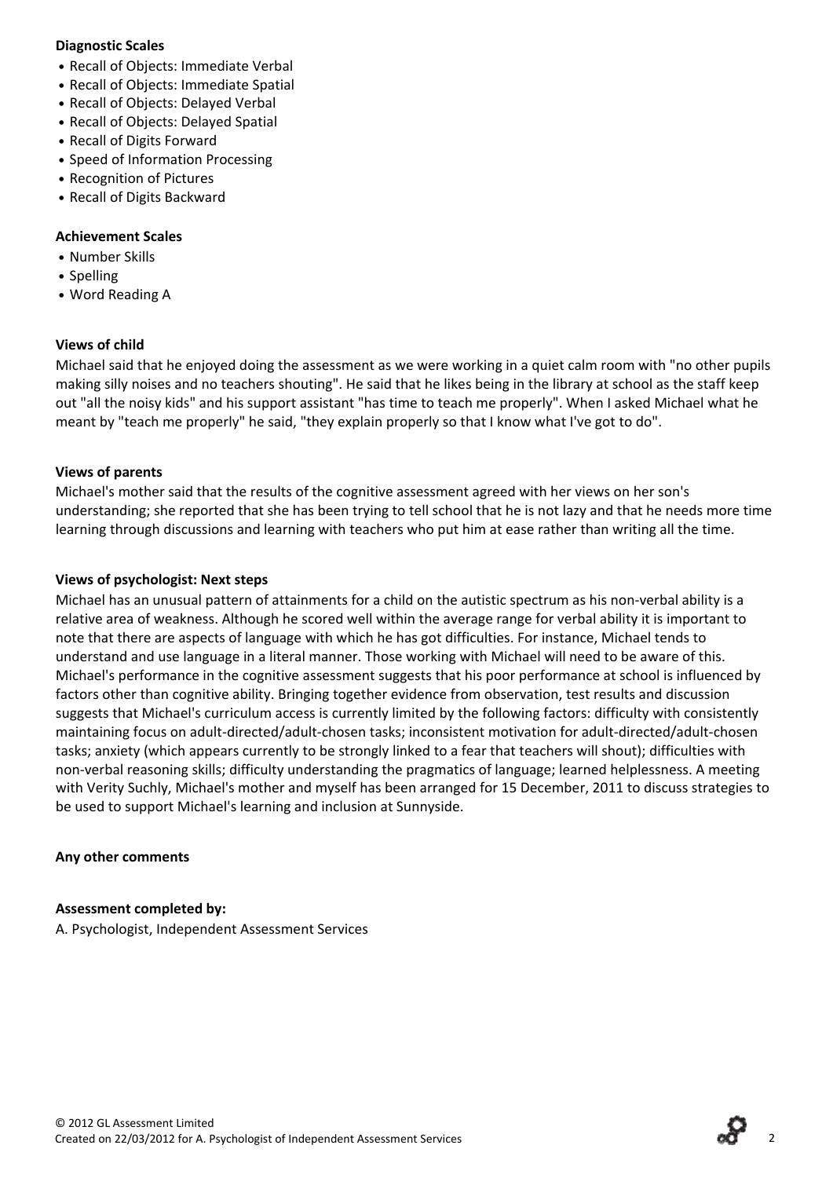**Diagnostic Scales**

- Recall of Objects: Immediate Verbal
- Recall of Objects: Immediate Spatial
- Recall of Objects: Delayed Verbal
- Recall of Objects: Delayed Spatial
- Recall of Digits Forward
- Speed of Information Processing
- Recognition of Pictures
- Recall of Digits Backward

**Achievement Scales**

- Number Skills
- Spelling
- Word Reading A

**Views of child**

Michael said that he enjoyed doing the assessment as we were working in a quiet calm room with "no other pupils making silly noises and no teachers shouting". He said that he likes being in the library at school as the staff keep out "all the noisy kids" and his support assistant "has time to teach me properly". When I asked Michael what he meant by "teach me properly" he said, "they explain properly so that I know what I've got to do".

**Views of parents**

Michael's mother said that the results of the cognitive assessment agreed with her views on her son's understanding; she reported that she has been trying to tell school that he is not lazy and that he needs more time learning through discussions and learning with teachers who put him at ease rather than writing all the time.

**Views of psychologist: Next steps**

Michael has an unusual pattern of attainments for a child on the autistic spectrum as his non-verbal ability is a relative area of weakness. Although he scored well within the average range for verbal ability it is important to note that there are aspects of language with which he has got difficulties. For instance, Michael tends to understand and use language in a literal manner. Those working with Michael will need to be aware of this. Michael's performance in the cognitive assessment suggests that his poor performance at school is influenced by factors other than cognitive ability. Bringing together evidence from observation, test results and discussion suggests that Michael's curriculum access is currently limited by the following factors: difficulty with consistently maintaining focus on adult-directed/adult-chosen tasks; inconsistent motivation for adult-directed/adult-chosen tasks; anxiety (which appears currently to be strongly linked to a fear that teachers will shout); difficulties with non-verbal reasoning skills; difficulty understanding the pragmatics of language; learned helplessness. A meeting with Verity Suchly, Michael's mother and myself has been arranged for 15 December, 2011 to discuss strategies to be used to support Michael's learning and inclusion at Sunnyside.

**Any other comments**

**Assessment completed by:**

A. Psychologist, Independent Assessment Services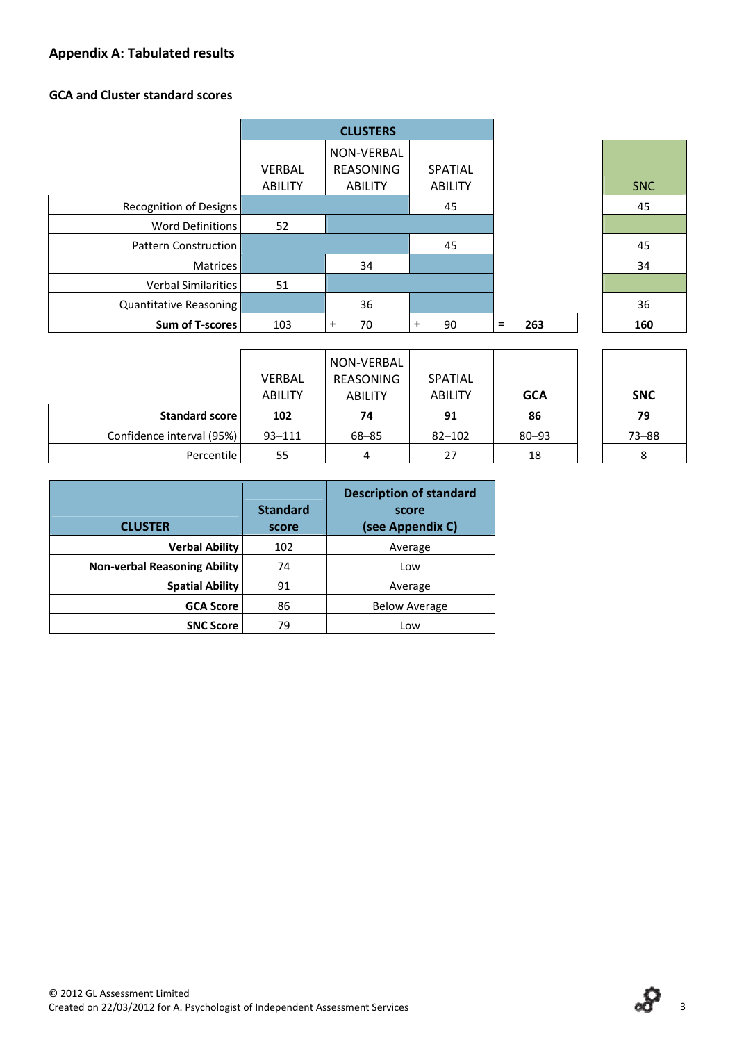## Appendix A: Tabulated results

### GCA and Cluster standard scores

| | CLUSTERS | | | | SNC |
|---|---|---|---|---|---|
| | VERBAL ABILITY | NON-VERBAL REASONING ABILITY | SPATIAL ABILITY | | SNC |
| Recognition of Designs | | | 45 | | 45 |
| Word Definitions | 52 | | | | |
| Pattern Construction | | | 45 | | 45 |
| Matrices | | 34 | | | 34 |
| Verbal Similarities | 51 | | | | |
| Quantitative Reasoning | | 36 | | | 36 |
| **Sum of T-scores** | 103 | + 70 | + 90 | = **263** | **160** |

| | VERBAL ABILITY | NON-VERBAL REASONING ABILITY | SPATIAL ABILITY | **GCA** | **SNC** |
|---|---|---|---|---|---|
| **Standard score** | **102** | **74** | **91** | **86** | **79** |
| Confidence interval (95%) | 93–111 | 68–85 | 82–102 | 80–93 | 73–88 |
| Percentile | 55 | 4 | 27 | 18 | 8 |

| **CLUSTER** | **Standard score** | **Description of standard score (see Appendix C)** |
|---|---|---|
| **Verbal Ability** | 102 | Average |
| **Non-verbal Reasoning Ability** | 74 | Low |
| **Spatial Ability** | 91 | Average |
| **GCA Score** | 86 | Below Average |
| **SNC Score** | 79 | Low |

© 2012 GL Assessment Limited
Created on 22/03/2012 for A. Psychologist of Independent Assessment Services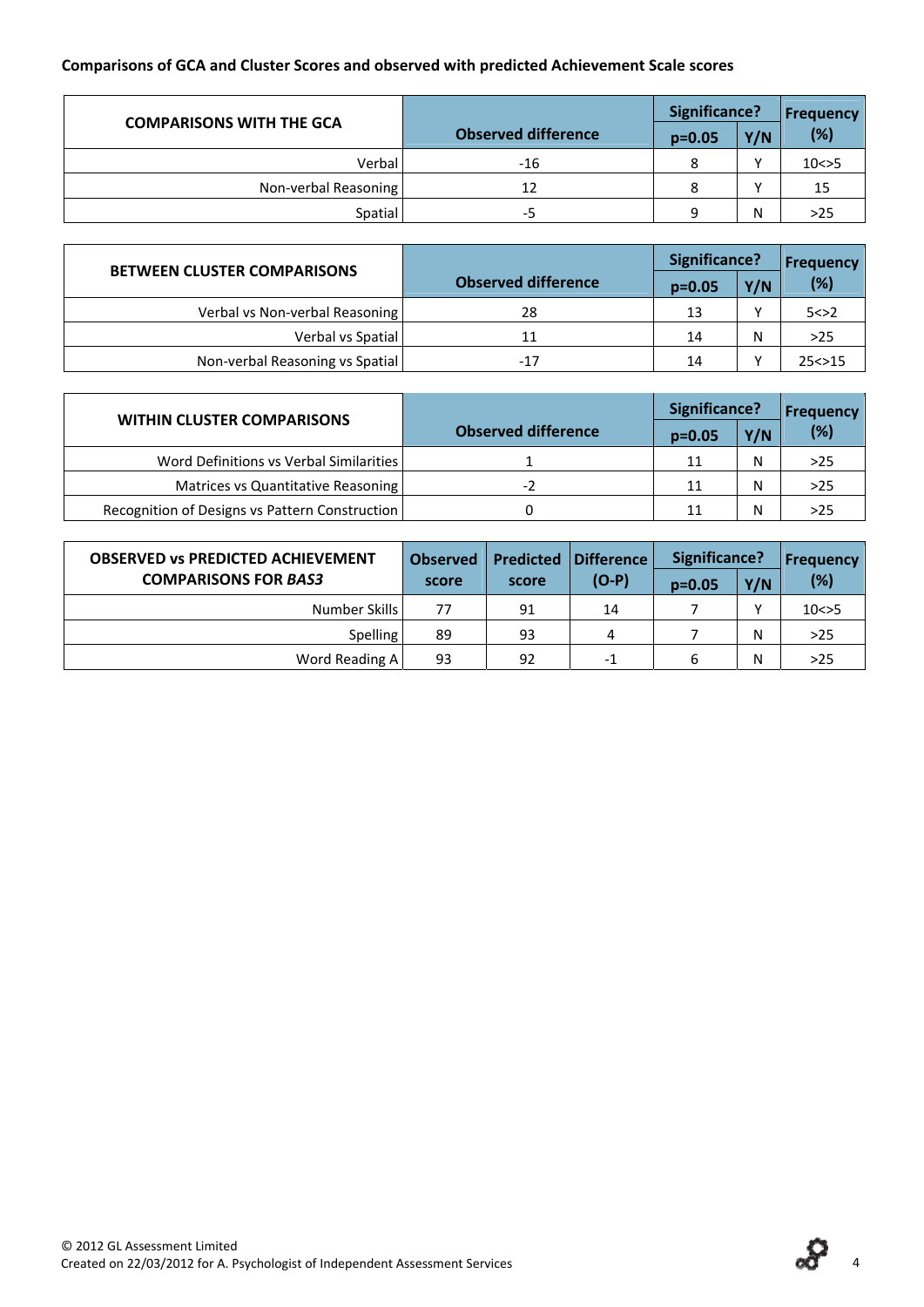**Comparisons of GCA and Cluster Scores and observed with predicted Achievement Scale scores**

| COMPARISONS WITH THE GCA | Observed difference | Significance? | | Frequency (%) |
|---|---|---|---|---|
| | | p=0.05 | Y/N | |
| Verbal | -16 | 8 | Y | 10<>5 |
| Non-verbal Reasoning | 12 | 8 | Y | 15 |
| Spatial | -5 | 9 | N | >25 |

| BETWEEN CLUSTER COMPARISONS | Observed difference | Significance? | | Frequency (%) |
|---|---|---|---|---|
| | | p=0.05 | Y/N | |
| Verbal vs Non-verbal Reasoning | 28 | 13 | Y | 5<>2 |
| Verbal vs Spatial | 11 | 14 | N | >25 |
| Non-verbal Reasoning vs Spatial | -17 | 14 | Y | 25<>15 |

| WITHIN CLUSTER COMPARISONS | Observed difference | Significance? | | Frequency (%) |
|---|---|---|---|---|
| | | p=0.05 | Y/N | |
| Word Definitions vs Verbal Similarities | 1 | 11 | N | >25 |
| Matrices vs Quantitative Reasoning | -2 | 11 | N | >25 |
| Recognition of Designs vs Pattern Construction | 0 | 11 | N | >25 |

| OBSERVED vs PREDICTED ACHIEVEMENT COMPARISONS FOR *BAS3* | Observed score | Predicted score | Difference (O-P) | Significance? | | Frequency (%) |
|---|---|---|---|---|---|---|
| | | | | p=0.05 | Y/N | |
| Number Skills | 77 | 91 | 14 | 7 | Y | 10<>5 |
| Spelling | 89 | 93 | 4 | 7 | N | >25 |
| Word Reading A | 93 | 92 | -1 | 6 | N | >25 |

© 2012 GL Assessment Limited
Created on 22/03/2012 for A. Psychologist of Independent Assessment Services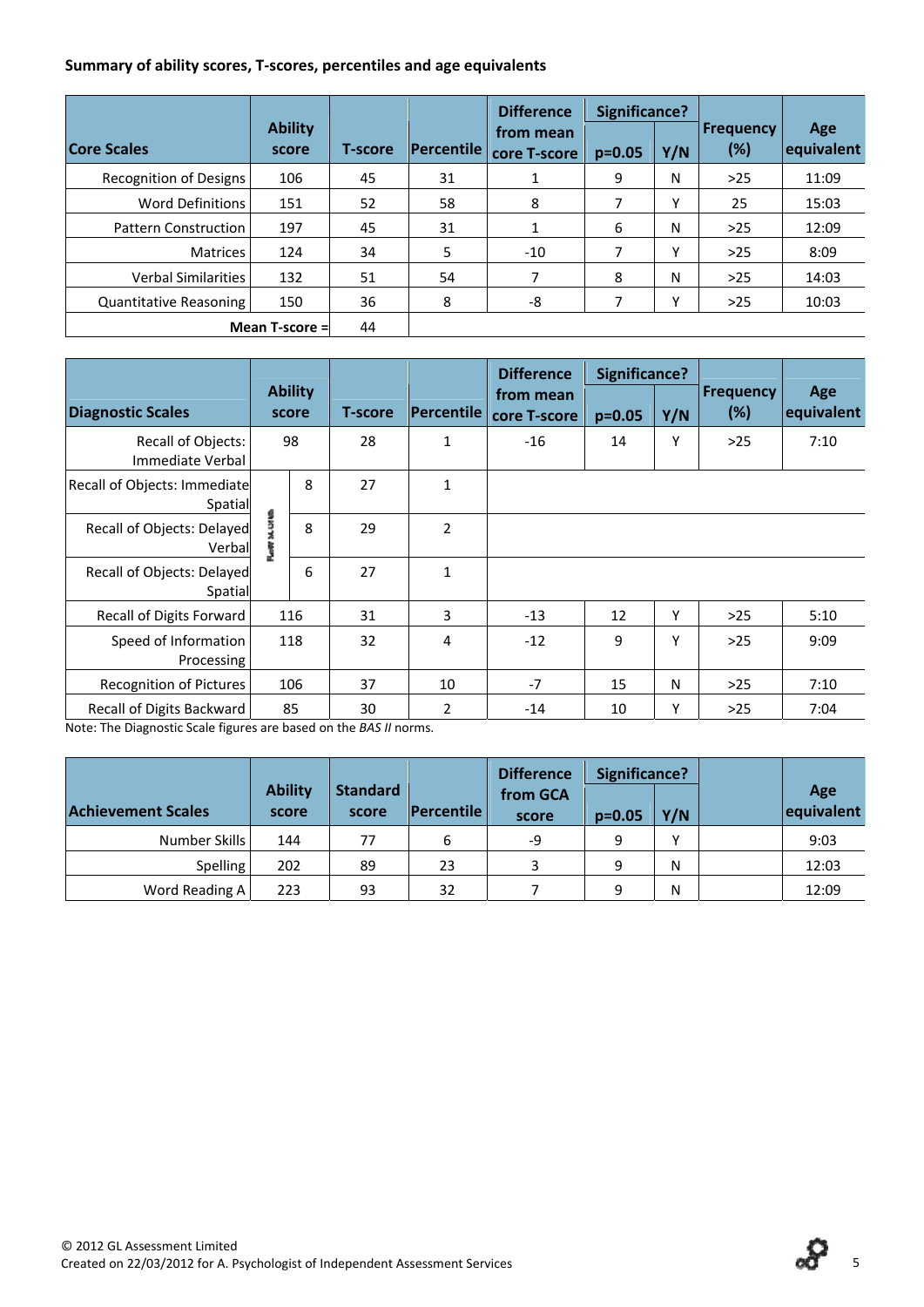**Summary of ability scores, T-scores, percentiles and age equivalents**

| Core Scales | Ability score | T-score | Percentile | Difference from mean core T-score | Significance? | | Frequency (%) | Age equivalent |
|---|---|---|---|---|---|---|---|---|
| | | | | | p=0.05 | Y/N | | |
| Recognition of Designs | 106 | 45 | 31 | 1 | 9 | N | >25 | 11:09 |
| Word Definitions | 151 | 52 | 58 | 8 | 7 | Y | 25 | 15:03 |
| Pattern Construction | 197 | 45 | 31 | 1 | 6 | N | >25 | 12:09 |
| Matrices | 124 | 34 | 5 | -10 | 7 | Y | >25 | 8:09 |
| Verbal Similarities | 132 | 51 | 54 | 7 | 8 | N | >25 | 14:03 |
| Quantitative Reasoning | 150 | 36 | 8 | -8 | 7 | Y | >25 | 10:03 |
| Mean T-score = | | 44 | | | | | | |

| Diagnostic Scales | Ability score | | T-score | Percentile | Difference from mean core T-score | Significance? | | Frequency (%) | Age equivalent |
|---|---|---|---|---|---|---|---|---|---|
| | | | | | | p=0.05 | Y/N | | |
| Recall of Objects: Immediate Verbal | 98 | | 28 | 1 | -16 | 14 | Y | >25 | 7:10 |
| Recall of Objects: Immediate Spatial | Raw scores | 8 | 27 | 1 | | | | | |
| Recall of Objects: Delayed Verbal | | 8 | 29 | 2 | | | | | |
| Recall of Objects: Delayed Spatial | | 6 | 27 | 1 | | | | | |
| Recall of Digits Forward | 116 | | 31 | 3 | -13 | 12 | Y | >25 | 5:10 |
| Speed of Information Processing | 118 | | 32 | 4 | -12 | 9 | Y | >25 | 9:09 |
| Recognition of Pictures | 106 | | 37 | 10 | -7 | 15 | N | >25 | 7:10 |
| Recall of Digits Backward | 85 | | 30 | 2 | -14 | 10 | Y | >25 | 7:04 |

Note: The Diagnostic Scale figures are based on the *BAS II* norms.

| Achievement Scales | Ability score | Standard score | Percentile | Difference from GCA score | Significance? | | | Age equivalent |
|---|---|---|---|---|---|---|---|---|
| | | | | | p=0.05 | Y/N | | |
| Number Skills | 144 | 77 | 6 | -9 | 9 | Y | | 9:03 |
| Spelling | 202 | 89 | 23 | 3 | 9 | N | | 12:03 |
| Word Reading A | 223 | 93 | 32 | 7 | 9 | N | | 12:09 |

© 2012 GL Assessment Limited
Created on 22/03/2012 for A. Psychologist of Independent Assessment Services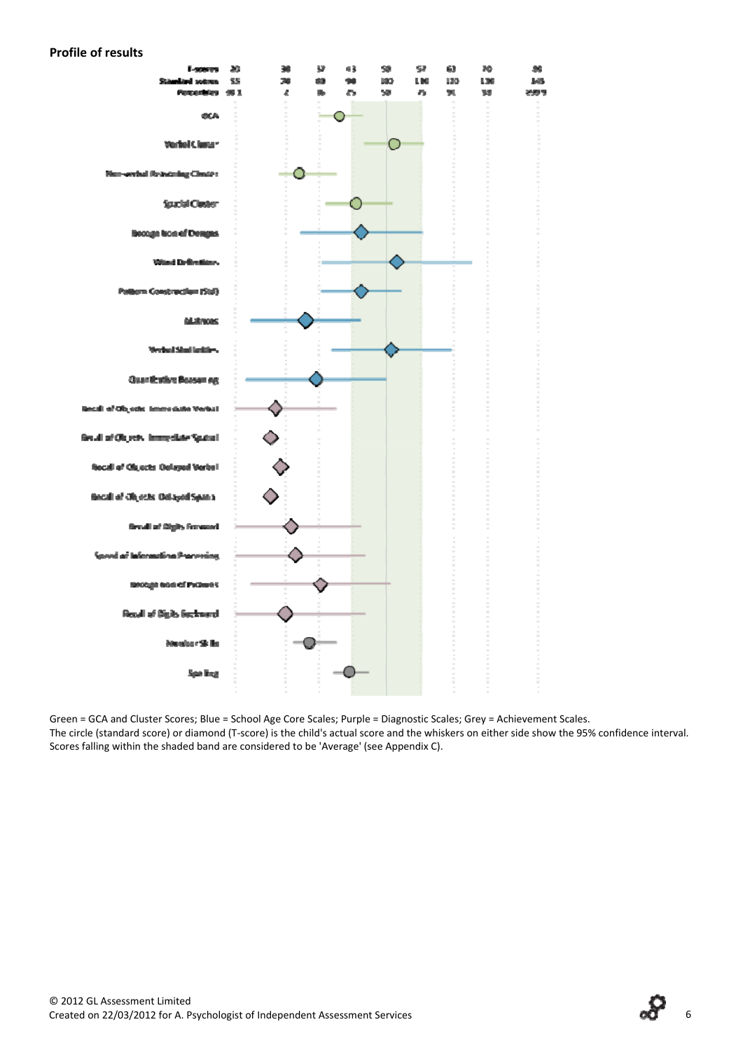## Profile of results

| T-scores | 20 | 30 | 37 | 43 | 50 | 57 | 63 | 70 | 80 |
|---|---|---|---|---|---|---|---|---|---|
| Standard scores | 55 | 70 | 80 | 90 | 100 | 110 | 120 | 130 | 145 |
| Percentiles | <0.1 | 2 | 9 | 25 | 50 | 75 | 91 | 98 | >99.9 |

GCA

Verbal Cluster

Non-verbal Reasoning Cluster

Spatial Cluster

Recognition of Designs

Word Definitions

Pattern Construction (Std)

Matrices

Verbal Similarities

Quantitative Reasoning

Recall of Objects Immediate Verbal

Recall of Objects Immediate Spatial

Recall of Objects Delayed Verbal

Recall of Objects Delayed Spatial

Recall of Digits Forward

Speed of Information Processing

Recognition of Pictures

Recall of Digits Backward

Number Skills

Spelling

Green = GCA and Cluster Scores; Blue = School Age Core Scales; Purple = Diagnostic Scales; Grey = Achievement Scales.
The circle (standard score) or diamond (T-score) is the child's actual score and the whiskers on either side show the 95% confidence interval. Scores falling within the shaded band are considered to be 'Average' (see Appendix C).

© 2012 GL Assessment Limited
Created on 22/03/2012 for A. Psychologist of Independent Assessment Services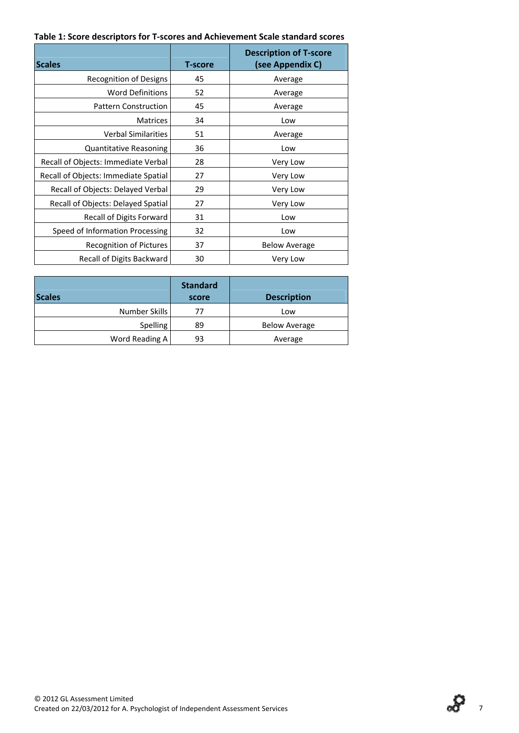**Table 1: Score descriptors for T-scores and Achievement Scale standard scores**

| Scales | T-score | Description of T-score (see Appendix C) |
|---|---|---|
| Recognition of Designs | 45 | Average |
| Word Definitions | 52 | Average |
| Pattern Construction | 45 | Average |
| Matrices | 34 | Low |
| Verbal Similarities | 51 | Average |
| Quantitative Reasoning | 36 | Low |
| Recall of Objects: Immediate Verbal | 28 | Very Low |
| Recall of Objects: Immediate Spatial | 27 | Very Low |
| Recall of Objects: Delayed Verbal | 29 | Very Low |
| Recall of Objects: Delayed Spatial | 27 | Very Low |
| Recall of Digits Forward | 31 | Low |
| Speed of Information Processing | 32 | Low |
| Recognition of Pictures | 37 | Below Average |
| Recall of Digits Backward | 30 | Very Low |

| Scales | Standard score | Description |
|---|---|---|
| Number Skills | 77 | Low |
| Spelling | 89 | Below Average |
| Word Reading A | 93 | Average |

© 2012 GL Assessment Limited
Created on 22/03/2012 for A. Psychologist of Independent Assessment Services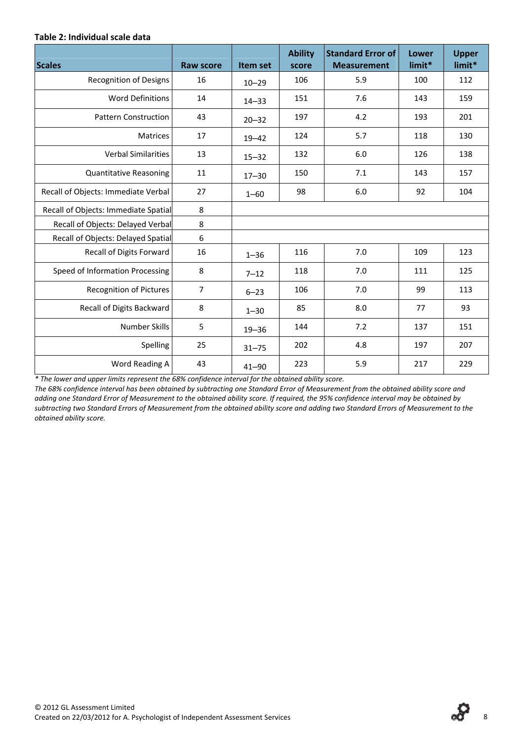**Table 2: Individual scale data**

| Scales | Raw score | Item set | Ability score | Standard Error of Measurement | Lower limit* | Upper limit* |
|---|---|---|---|---|---|---|
| Recognition of Designs | 16 | 10–29 | 106 | 5.9 | 100 | 112 |
| Word Definitions | 14 | 14–33 | 151 | 7.6 | 143 | 159 |
| Pattern Construction | 43 | 20–32 | 197 | 4.2 | 193 | 201 |
| Matrices | 17 | 19–42 | 124 | 5.7 | 118 | 130 |
| Verbal Similarities | 13 | 15–32 | 132 | 6.0 | 126 | 138 |
| Quantitative Reasoning | 11 | 17–30 | 150 | 7.1 | 143 | 157 |
| Recall of Objects: Immediate Verbal | 27 | 1–60 | 98 | 6.0 | 92 | 104 |
| Recall of Objects: Immediate Spatial | 8 | | | | | |
| Recall of Objects: Delayed Verbal | 8 | | | | | |
| Recall of Objects: Delayed Spatial | 6 | | | | | |
| Recall of Digits Forward | 16 | 1–36 | 116 | 7.0 | 109 | 123 |
| Speed of Information Processing | 8 | 7–12 | 118 | 7.0 | 111 | 125 |
| Recognition of Pictures | 7 | 6–23 | 106 | 7.0 | 99 | 113 |
| Recall of Digits Backward | 8 | 1–30 | 85 | 8.0 | 77 | 93 |
| Number Skills | 5 | 19–36 | 144 | 7.2 | 137 | 151 |
| Spelling | 25 | 31–75 | 202 | 4.8 | 197 | 207 |
| Word Reading A | 43 | 41–90 | 223 | 5.9 | 217 | 229 |

*\* The lower and upper limits represent the 68% confidence interval for the obtained ability score.*

*The 68% confidence interval has been obtained by subtracting one Standard Error of Measurement from the obtained ability score and adding one Standard Error of Measurement to the obtained ability score. If required, the 95% confidence interval may be obtained by subtracting two Standard Errors of Measurement from the obtained ability score and adding two Standard Errors of Measurement to the obtained ability score.*

© 2012 GL Assessment Limited
Created on 22/03/2012 for A. Psychologist of Independent Assessment Services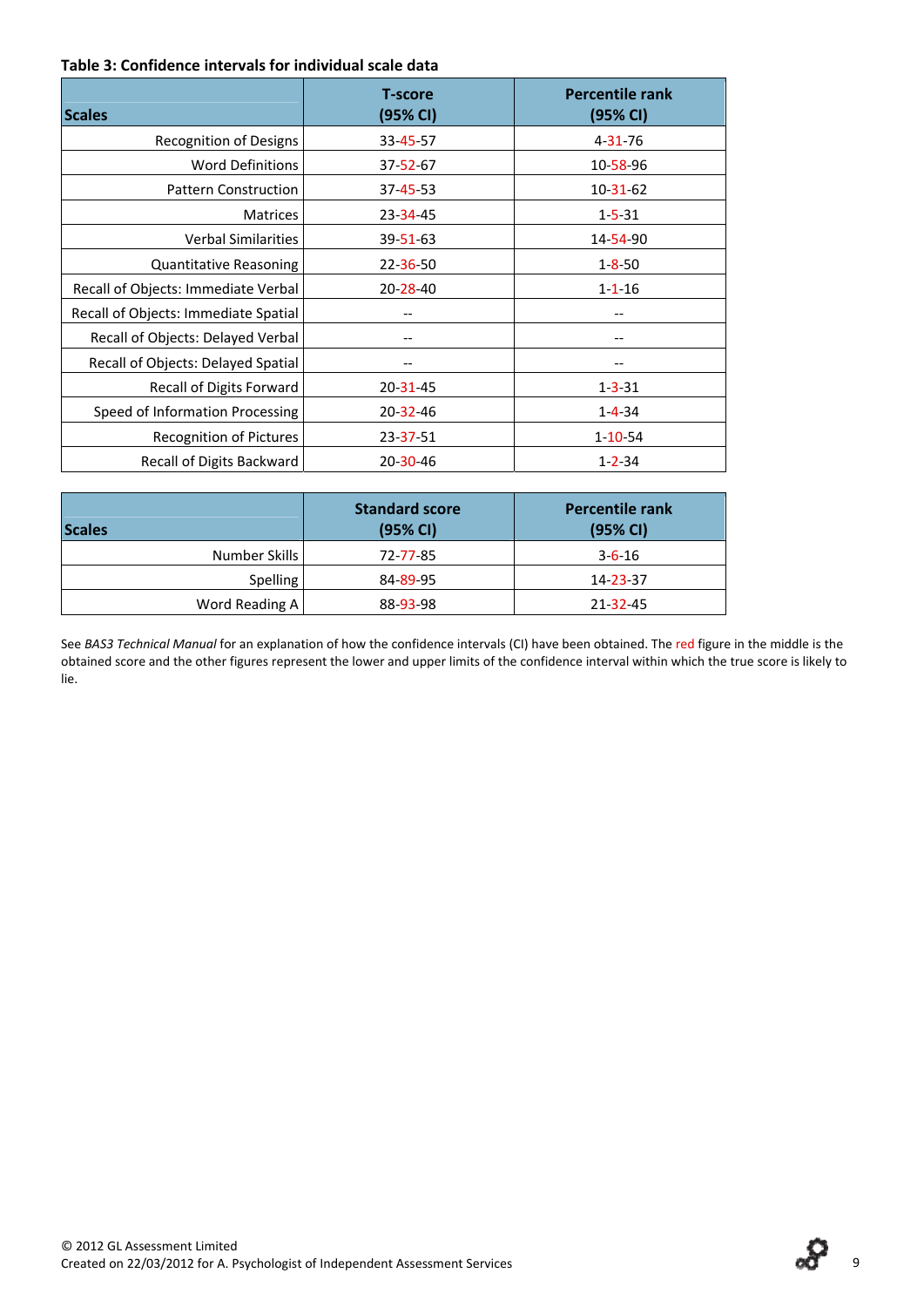**Table 3: Confidence intervals for individual scale data**

| Scales | T-score (95% CI) | Percentile rank (95% CI) |
|---|---|---|
| Recognition of Designs | 33-45-57 | 4-31-76 |
| Word Definitions | 37-52-67 | 10-58-96 |
| Pattern Construction | 37-45-53 | 10-31-62 |
| Matrices | 23-34-45 | 1-5-31 |
| Verbal Similarities | 39-51-63 | 14-54-90 |
| Quantitative Reasoning | 22-36-50 | 1-8-50 |
| Recall of Objects: Immediate Verbal | 20-28-40 | 1-1-16 |
| Recall of Objects: Immediate Spatial | -- | -- |
| Recall of Objects: Delayed Verbal | -- | -- |
| Recall of Objects: Delayed Spatial | -- | -- |
| Recall of Digits Forward | 20-31-45 | 1-3-31 |
| Speed of Information Processing | 20-32-46 | 1-4-34 |
| Recognition of Pictures | 23-37-51 | 1-10-54 |
| Recall of Digits Backward | 20-30-46 | 1-2-34 |

| Scales | Standard score (95% CI) | Percentile rank (95% CI) |
|---|---|---|
| Number Skills | 72-77-85 | 3-6-16 |
| Spelling | 84-89-95 | 14-23-37 |
| Word Reading A | 88-93-98 | 21-32-45 |

See *BAS3 Technical Manual* for an explanation of how the confidence intervals (CI) have been obtained. The red figure in the middle is the obtained score and the other figures represent the lower and upper limits of the confidence interval within which the true score is likely to lie.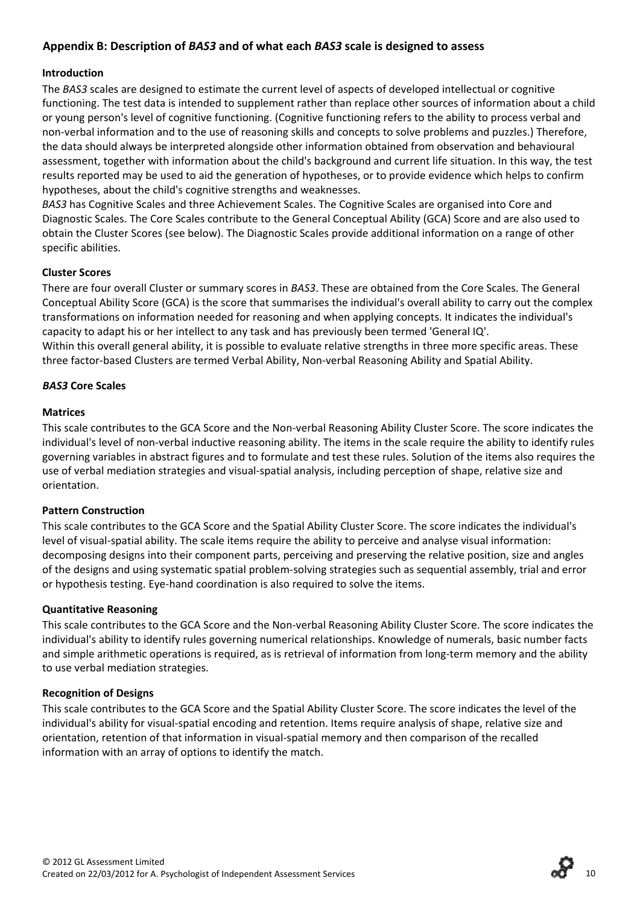## Appendix B: Description of *BAS3* and of what each *BAS3* scale is designed to assess

### Introduction

The *BAS3* scales are designed to estimate the current level of aspects of developed intellectual or cognitive functioning. The test data is intended to supplement rather than replace other sources of information about a child or young person's level of cognitive functioning. (Cognitive functioning refers to the ability to process verbal and non-verbal information and to the use of reasoning skills and concepts to solve problems and puzzles.) Therefore, the data should always be interpreted alongside other information obtained from observation and behavioural assessment, together with information about the child's background and current life situation. In this way, the test results reported may be used to aid the generation of hypotheses, or to provide evidence which helps to confirm hypotheses, about the child's cognitive strengths and weaknesses.

*BAS3* has Cognitive Scales and three Achievement Scales. The Cognitive Scales are organised into Core and Diagnostic Scales. The Core Scales contribute to the General Conceptual Ability (GCA) Score and are also used to obtain the Cluster Scores (see below). The Diagnostic Scales provide additional information on a range of other specific abilities.

### Cluster Scores

There are four overall Cluster or summary scores in *BAS3*. These are obtained from the Core Scales. The General Conceptual Ability Score (GCA) is the score that summarises the individual's overall ability to carry out the complex transformations on information needed for reasoning and when applying concepts. It indicates the individual's capacity to adapt his or her intellect to any task and has previously been termed 'General IQ'.

Within this overall general ability, it is possible to evaluate relative strengths in three more specific areas. These three factor-based Clusters are termed Verbal Ability, Non-verbal Reasoning Ability and Spatial Ability.

### *BAS3* Core Scales

#### Matrices

This scale contributes to the GCA Score and the Non-verbal Reasoning Ability Cluster Score. The score indicates the individual's level of non-verbal inductive reasoning ability. The items in the scale require the ability to identify rules governing variables in abstract figures and to formulate and test these rules. Solution of the items also requires the use of verbal mediation strategies and visual-spatial analysis, including perception of shape, relative size and orientation.

#### Pattern Construction

This scale contributes to the GCA Score and the Spatial Ability Cluster Score. The score indicates the individual's level of visual-spatial ability. The scale items require the ability to perceive and analyse visual information: decomposing designs into their component parts, perceiving and preserving the relative position, size and angles of the designs and using systematic spatial problem-solving strategies such as sequential assembly, trial and error or hypothesis testing. Eye-hand coordination is also required to solve the items.

#### Quantitative Reasoning

This scale contributes to the GCA Score and the Non-verbal Reasoning Ability Cluster Score. The score indicates the individual's ability to identify rules governing numerical relationships. Knowledge of numerals, basic number facts and simple arithmetic operations is required, as is retrieval of information from long-term memory and the ability to use verbal mediation strategies.

#### Recognition of Designs

This scale contributes to the GCA Score and the Spatial Ability Cluster Score. The score indicates the level of the individual's ability for visual-spatial encoding and retention. Items require analysis of shape, relative size and orientation, retention of that information in visual-spatial memory and then comparison of the recalled information with an array of options to identify the match.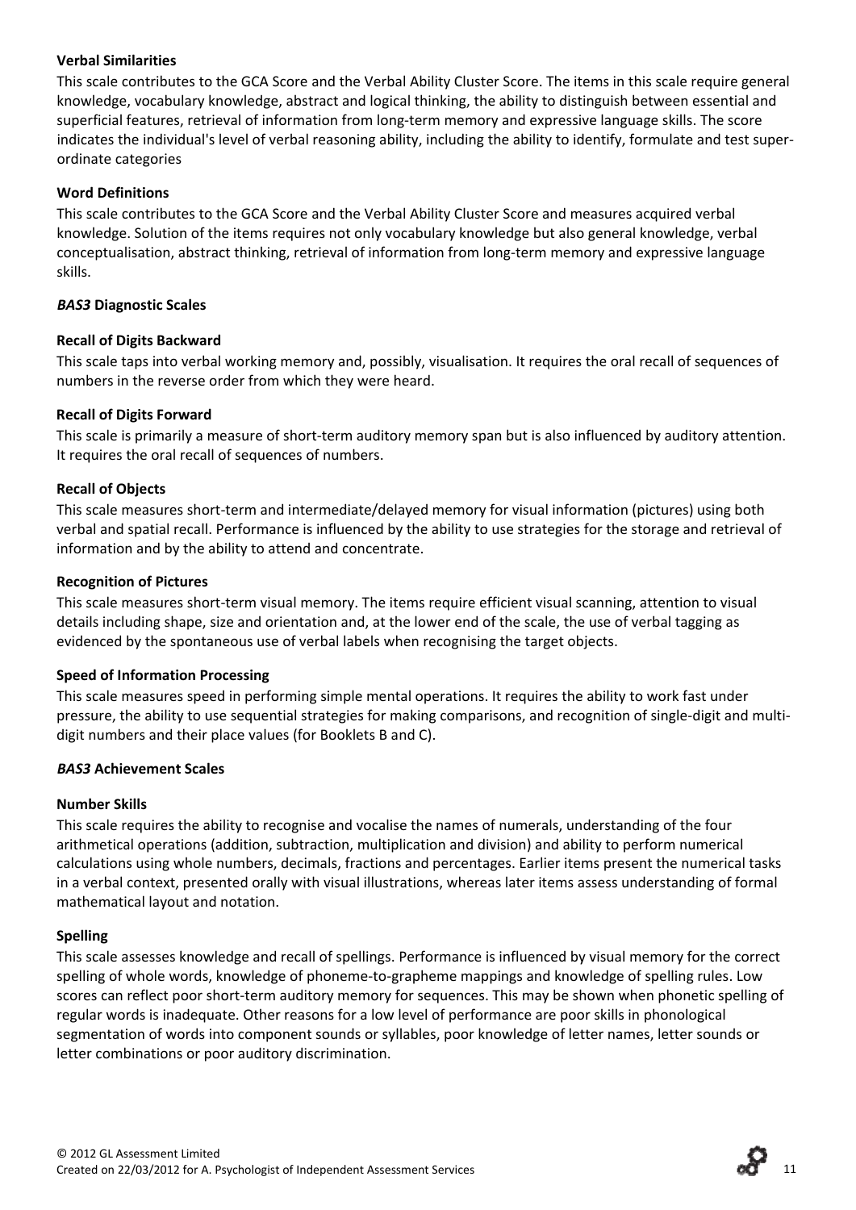**Verbal Similarities**

This scale contributes to the GCA Score and the Verbal Ability Cluster Score. The items in this scale require general knowledge, vocabulary knowledge, abstract and logical thinking, the ability to distinguish between essential and superficial features, retrieval of information from long-term memory and expressive language skills. The score indicates the individual's level of verbal reasoning ability, including the ability to identify, formulate and test super-ordinate categories

**Word Definitions**

This scale contributes to the GCA Score and the Verbal Ability Cluster Score and measures acquired verbal knowledge. Solution of the items requires not only vocabulary knowledge but also general knowledge, verbal conceptualisation, abstract thinking, retrieval of information from long-term memory and expressive language skills.

***BAS3* Diagnostic Scales**

**Recall of Digits Backward**

This scale taps into verbal working memory and, possibly, visualisation. It requires the oral recall of sequences of numbers in the reverse order from which they were heard.

**Recall of Digits Forward**

This scale is primarily a measure of short-term auditory memory span but is also influenced by auditory attention. It requires the oral recall of sequences of numbers.

**Recall of Objects**

This scale measures short-term and intermediate/delayed memory for visual information (pictures) using both verbal and spatial recall. Performance is influenced by the ability to use strategies for the storage and retrieval of information and by the ability to attend and concentrate.

**Recognition of Pictures**

This scale measures short-term visual memory. The items require efficient visual scanning, attention to visual details including shape, size and orientation and, at the lower end of the scale, the use of verbal tagging as evidenced by the spontaneous use of verbal labels when recognising the target objects.

**Speed of Information Processing**

This scale measures speed in performing simple mental operations. It requires the ability to work fast under pressure, the ability to use sequential strategies for making comparisons, and recognition of single-digit and multi-digit numbers and their place values (for Booklets B and C).

***BAS3* Achievement Scales**

**Number Skills**

This scale requires the ability to recognise and vocalise the names of numerals, understanding of the four arithmetical operations (addition, subtraction, multiplication and division) and ability to perform numerical calculations using whole numbers, decimals, fractions and percentages. Earlier items present the numerical tasks in a verbal context, presented orally with visual illustrations, whereas later items assess understanding of formal mathematical layout and notation.

**Spelling**

This scale assesses knowledge and recall of spellings. Performance is influenced by visual memory for the correct spelling of whole words, knowledge of phoneme-to-grapheme mappings and knowledge of spelling rules. Low scores can reflect poor short-term auditory memory for sequences. This may be shown when phonetic spelling of regular words is inadequate. Other reasons for a low level of performance are poor skills in phonological segmentation of words into component sounds or syllables, poor knowledge of letter names, letter sounds or letter combinations or poor auditory discrimination.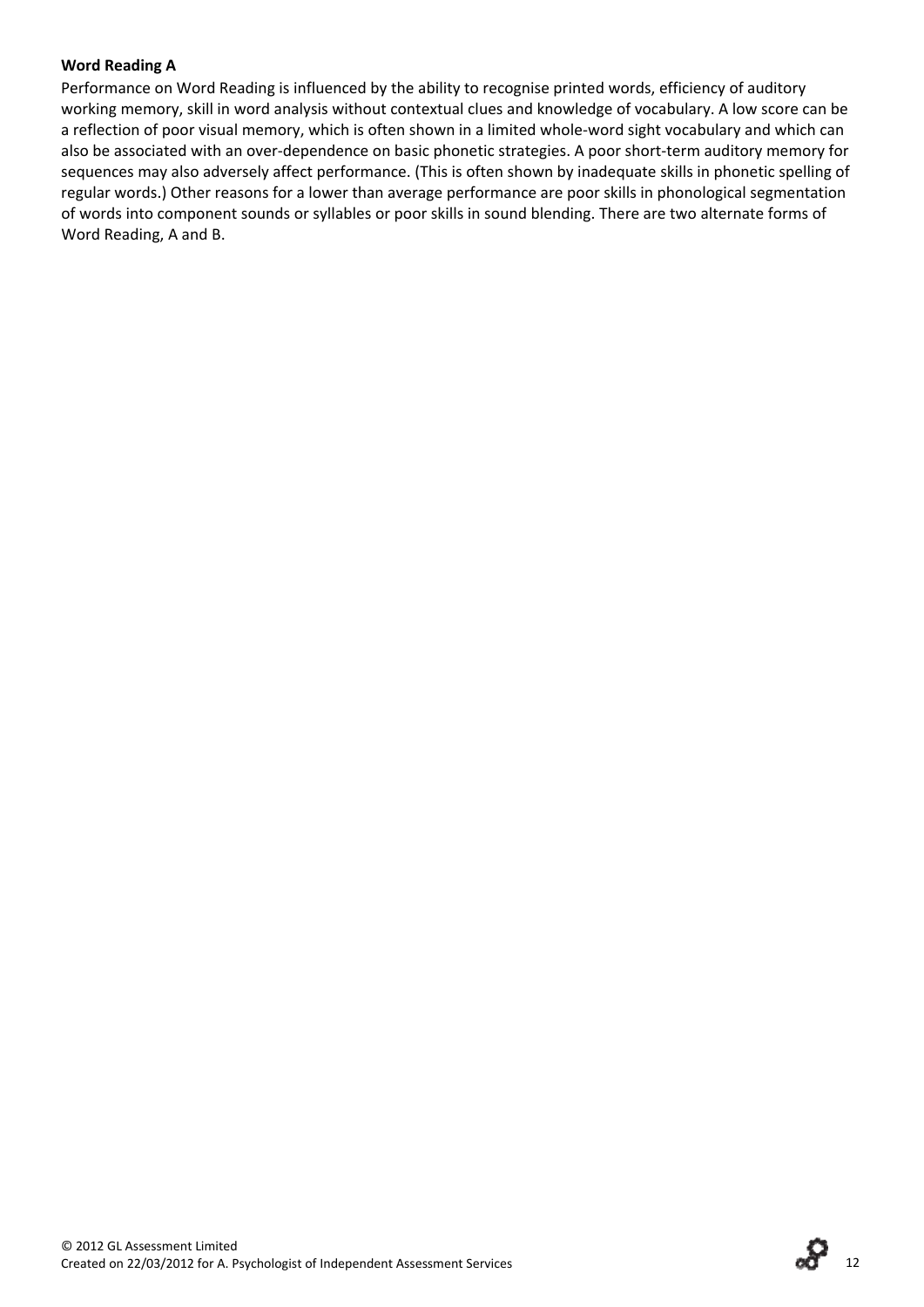**Word Reading A**

Performance on Word Reading is influenced by the ability to recognise printed words, efficiency of auditory working memory, skill in word analysis without contextual clues and knowledge of vocabulary. A low score can be a reflection of poor visual memory, which is often shown in a limited whole-word sight vocabulary and which can also be associated with an over-dependence on basic phonetic strategies. A poor short-term auditory memory for sequences may also adversely affect performance. (This is often shown by inadequate skills in phonetic spelling of regular words.) Other reasons for a lower than average performance are poor skills in phonological segmentation of words into component sounds or syllables or poor skills in sound blending. There are two alternate forms of Word Reading, A and B.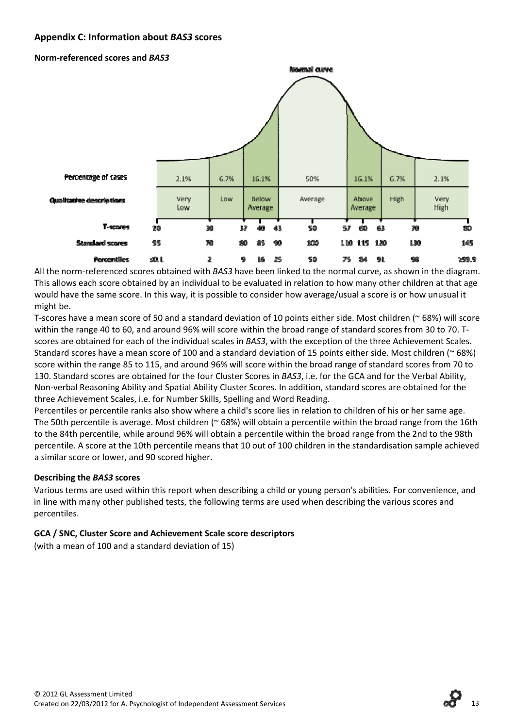## Appendix C: Information about *BAS3* scores

### Norm-referenced scores and *BAS3*

Normal curve

| | | | | | | | |
|---|---|---|---|---|---|---|---|
| **Percentage of cases** | 2.1% | 6.7% | 16.1% | 50% | 16.1% | 6.7% | 2.1% |
| **Qualitative descriptions** | Very Low | Low | Below Average | Average | Above Average | High | Very High |

| | | | | | | | | | | | | | | |
|---|---|---|---|---|---|---|---|---|---|---|---|---|---|---|
| **T-scores** | 20 | 30 | 37 | 40 | 43 | 50 | 57 | 60 | 63 | 70 | 80 |
| **Standard scores** | 55 | 70 | 80 | 85 | 90 | 100 | 110 | 115 | 120 | 130 | 145 |
| **Percentiles** | ≤0.1 | 2 | 9 | 16 | 25 | 50 | 75 | 84 | 91 | 98 | ≥99.9 |

All the norm-referenced scores obtained with *BAS3* have been linked to the normal curve, as shown in the diagram. This allows each score obtained by an individual to be evaluated in relation to how many other children at that age would have the same score. In this way, it is possible to consider how average/usual a score is or how unusual it might be.

T-scores have a mean score of 50 and a standard deviation of 10 points either side. Most children (~ 68%) will score within the range 40 to 60, and around 96% will score within the broad range of standard scores from 30 to 70. T-scores are obtained for each of the individual scales in *BAS3*, with the exception of the three Achievement Scales.

Standard scores have a mean score of 100 and a standard deviation of 15 points either side. Most children (~ 68%) score within the range 85 to 115, and around 96% will score within the broad range of standard scores from 70 to 130. Standard scores are obtained for the four Cluster Scores in *BAS3*, i.e. for the GCA and for the Verbal Ability, Non-verbal Reasoning Ability and Spatial Ability Cluster Scores. In addition, standard scores are obtained for the three Achievement Scales, i.e. for Number Skills, Spelling and Word Reading.

Percentiles or percentile ranks also show where a child's score lies in relation to children of his or her same age. The 50th percentile is average. Most children (~ 68%) will obtain a percentile within the broad range from the 16th to the 84th percentile, while around 96% will obtain a percentile within the broad range from the 2nd to the 98th percentile. A score at the 10th percentile means that 10 out of 100 children in the standardisation sample achieved a similar score or lower, and 90 scored higher.

### Describing the *BAS3* scores

Various terms are used within this report when describing a child or young person's abilities. For convenience, and in line with many other published tests, the following terms are used when describing the various scores and percentiles.

### GCA / SNC, Cluster Score and Achievement Scale score descriptors

(with a mean of 100 and a standard deviation of 15)

© 2012 GL Assessment Limited
Created on 22/03/2012 for A. Psychologist of Independent Assessment Services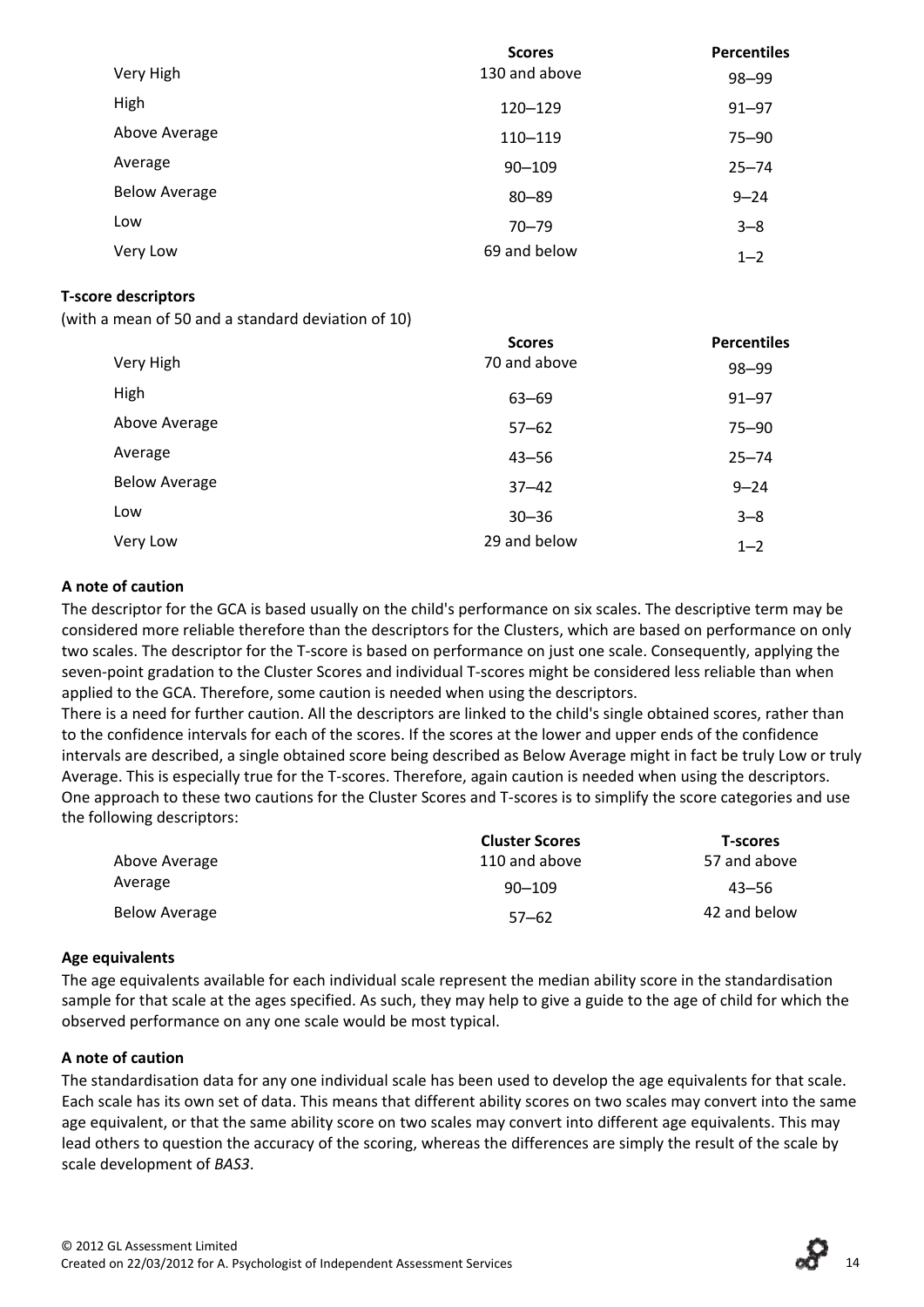| | Scores | Percentiles |
|---|---|---|
| Very High | 130 and above | 98–99 |
| High | 120–129 | 91–97 |
| Above Average | 110–119 | 75–90 |
| Average | 90–109 | 25–74 |
| Below Average | 80–89 | 9–24 |
| Low | 70–79 | 3–8 |
| Very Low | 69 and below | 1–2 |

**T-score descriptors**

(with a mean of 50 and a standard deviation of 10)

| | Scores | Percentiles |
|---|---|---|
| Very High | 70 and above | 98–99 |
| High | 63–69 | 91–97 |
| Above Average | 57–62 | 75–90 |
| Average | 43–56 | 25–74 |
| Below Average | 37–42 | 9–24 |
| Low | 30–36 | 3–8 |
| Very Low | 29 and below | 1–2 |

**A note of caution**

The descriptor for the GCA is based usually on the child's performance on six scales. The descriptive term may be considered more reliable therefore than the descriptors for the Clusters, which are based on performance on only two scales. The descriptor for the T-score is based on performance on just one scale. Consequently, applying the seven-point gradation to the Cluster Scores and individual T-scores might be considered less reliable than when applied to the GCA. Therefore, some caution is needed when using the descriptors.

There is a need for further caution. All the descriptors are linked to the child's single obtained scores, rather than to the confidence intervals for each of the scores. If the scores at the lower and upper ends of the confidence intervals are described, a single obtained score being described as Below Average might in fact be truly Low or truly Average. This is especially true for the T-scores. Therefore, again caution is needed when using the descriptors. One approach to these two cautions for the Cluster Scores and T-scores is to simplify the score categories and use the following descriptors:

| | Cluster Scores | T-scores |
|---|---|---|
| Above Average | 110 and above | 57 and above |
| Average | 90–109 | 43–56 |
| Below Average | 57–62 | 42 and below |

**Age equivalents**

The age equivalents available for each individual scale represent the median ability score in the standardisation sample for that scale at the ages specified. As such, they may help to give a guide to the age of child for which the observed performance on any one scale would be most typical.

**A note of caution**

The standardisation data for any one individual scale has been used to develop the age equivalents for that scale. Each scale has its own set of data. This means that different ability scores on two scales may convert into the same age equivalent, or that the same ability score on two scales may convert into different age equivalents. This may lead others to question the accuracy of the scoring, whereas the differences are simply the result of the scale by scale development of *BAS3*.

© 2012 GL Assessment Limited
Created on 22/03/2012 for A. Psychologist of Independent Assessment Services